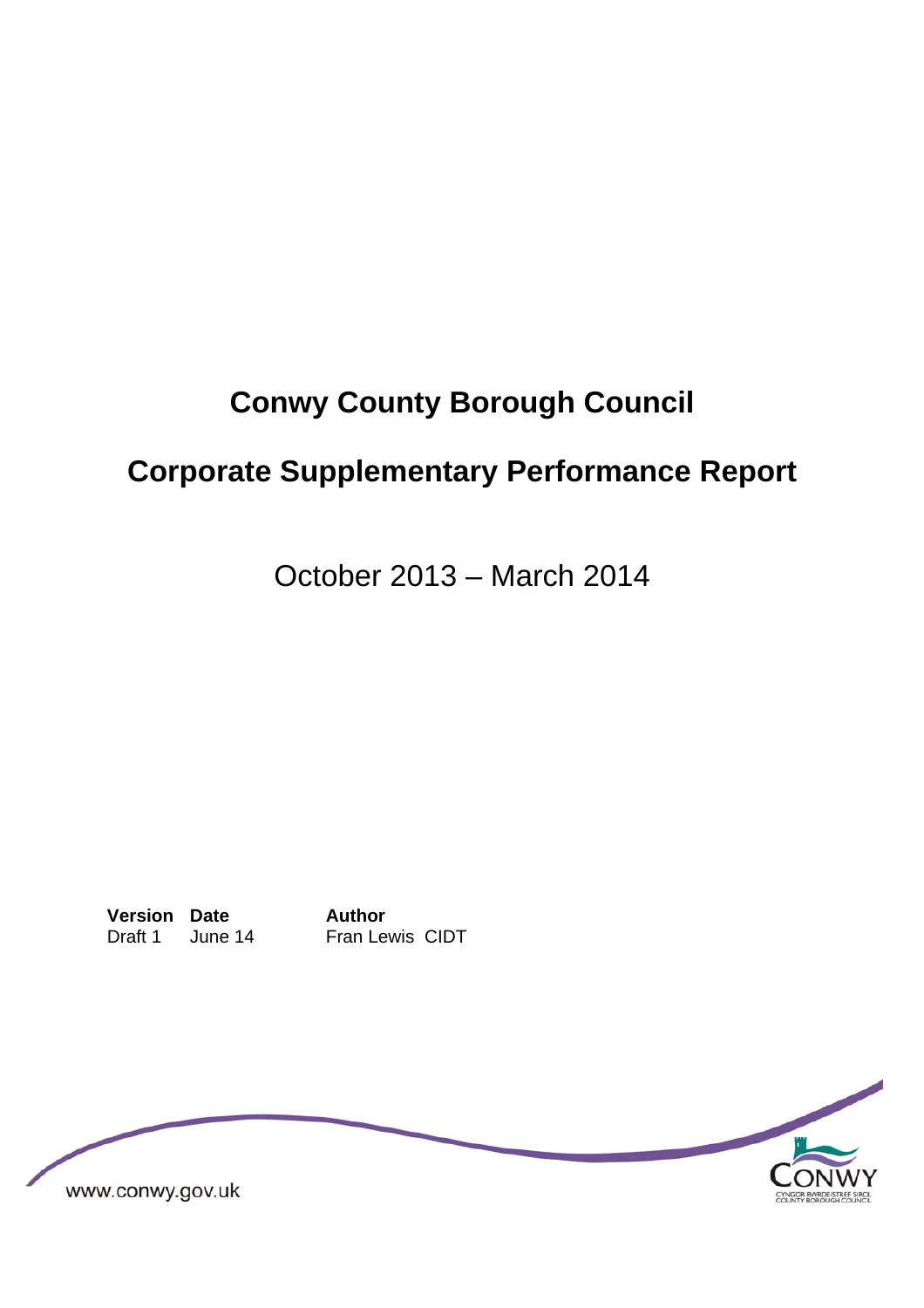# Conwy County Borough Council

## Corporate Supplementary Performance Report

October 2013 – March 2014

| **Version** | **Date** | **Author** |
| --- | --- | --- |
| Draft 1 | June 14 | Fran Lewis CIDT |

www.conwy.gov.uk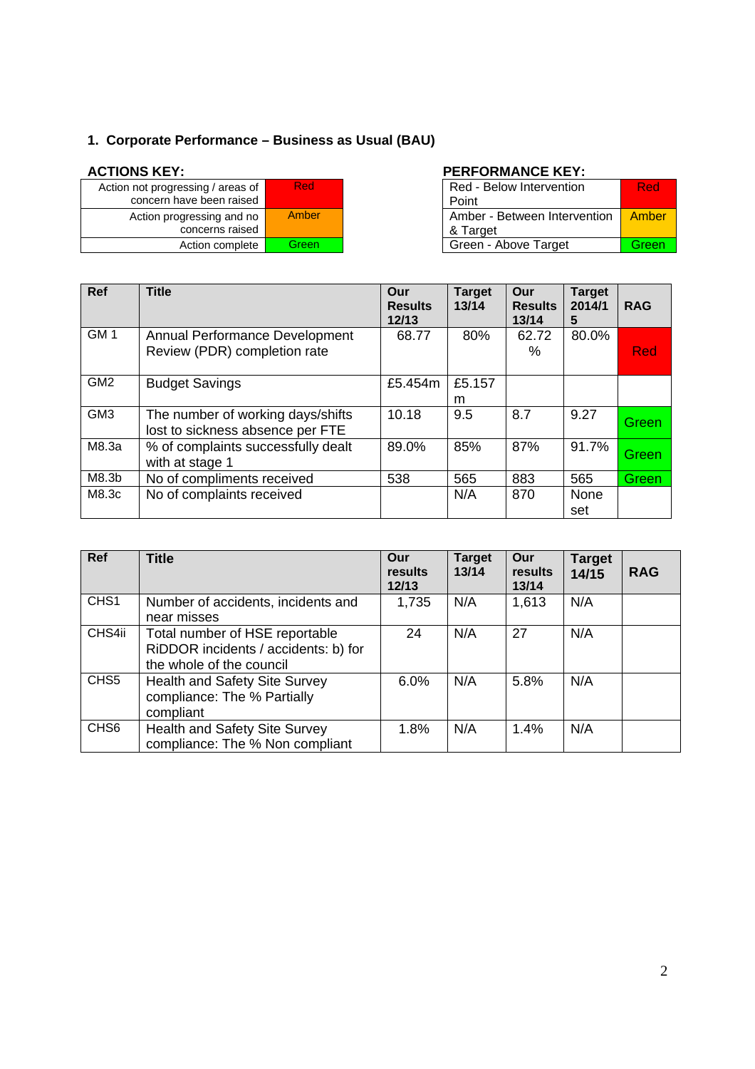## 1. Corporate Performance – Business as Usual (BAU)

**ACTIONS KEY:**

| | |
|---|---|
| Action not progressing / areas of concern have been raised | Red |
| Action progressing and no concerns raised | Amber |
| Action complete | Green |

**PERFORMANCE KEY:**

| | |
|---|---|
| Red - Below Intervention Point | Red |
| Amber - Between Intervention & Target | Amber |
| Green - Above Target | Green |

| Ref | Title | Our Results 12/13 | Target 13/14 | Our Results 13/14 | Target 2014/15 | RAG |
|---|---|---|---|---|---|---|
| GM 1 | Annual Performance Development Review (PDR) completion rate | 68.77 | 80% | 62.72 % | 80.0% | Red |
| GM2 | Budget Savings | £5.454m | £5.157 m | | | |
| GM3 | The number of working days/shifts lost to sickness absence per FTE | 10.18 | 9.5 | 8.7 | 9.27 | Green |
| M8.3a | % of complaints successfully dealt with at stage 1 | 89.0% | 85% | 87% | 91.7% | Green |
| M8.3b | No of compliments received | 538 | 565 | 883 | 565 | Green |
| M8.3c | No of complaints received | | N/A | 870 | None set | |

| Ref | Title | Our results 12/13 | Target 13/14 | Our results 13/14 | Target 14/15 | RAG |
|---|---|---|---|---|---|---|
| CHS1 | Number of accidents, incidents and near misses | 1,735 | N/A | 1,613 | N/A | |
| CHS4ii | Total number of HSE reportable RiDDOR incidents / accidents: b) for the whole of the council | 24 | N/A | 27 | N/A | |
| CHS5 | Health and Safety Site Survey compliance: The % Partially compliant | 6.0% | N/A | 5.8% | N/A | |
| CHS6 | Health and Safety Site Survey compliance: The % Non compliant | 1.8% | N/A | 1.4% | N/A | |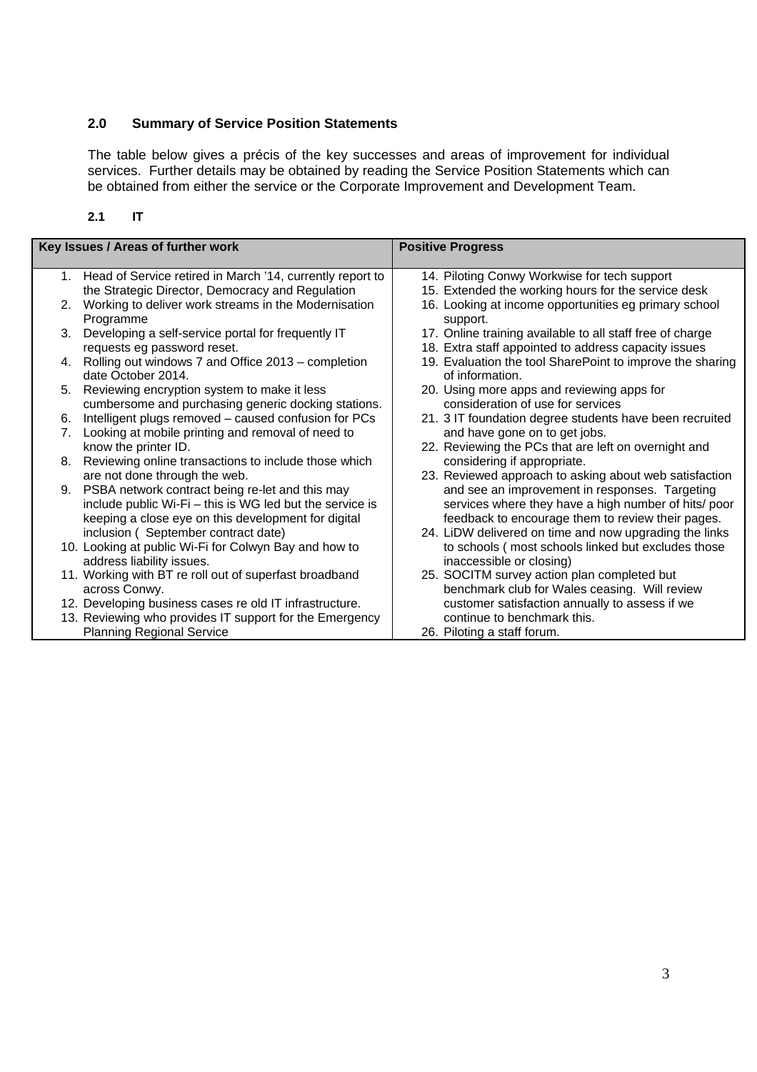## 2.0 Summary of Service Position Statements

The table below gives a précis of the key successes and areas of improvement for individual services. Further details may be obtained by reading the Service Position Statements which can be obtained from either the service or the Corporate Improvement and Development Team.

### 2.1 IT

| Key Issues / Areas of further work | Positive Progress |
|---|---|
| 1. Head of Service retired in March '14, currently report to the Strategic Director, Democracy and Regulation<br>2. Working to deliver work streams in the Modernisation Programme<br>3. Developing a self-service portal for frequently IT requests eg password reset.<br>4. Rolling out windows 7 and Office 2013 – completion date October 2014.<br>5. Reviewing encryption system to make it less cumbersome and purchasing generic docking stations.<br>6. Intelligent plugs removed – caused confusion for PCs<br>7. Looking at mobile printing and removal of need to know the printer ID.<br>8. Reviewing online transactions to include those which are not done through the web.<br>9. PSBA network contract being re-let and this may include public Wi-Fi – this is WG led but the service is keeping a close eye on this development for digital inclusion ( September contract date)<br>10. Looking at public Wi-Fi for Colwyn Bay and how to address liability issues.<br>11. Working with BT re roll out of superfast broadband across Conwy.<br>12. Developing business cases re old IT infrastructure.<br>13. Reviewing who provides IT support for the Emergency Planning Regional Service | 14. Piloting Conwy Workwise for tech support<br>15. Extended the working hours for the service desk<br>16. Looking at income opportunities eg primary school support.<br>17. Online training available to all staff free of charge<br>18. Extra staff appointed to address capacity issues<br>19. Evaluation the tool SharePoint to improve the sharing of information.<br>20. Using more apps and reviewing apps for consideration of use for services<br>21. 3 IT foundation degree students have been recruited and have gone on to get jobs.<br>22. Reviewing the PCs that are left on overnight and considering if appropriate.<br>23. Reviewed approach to asking about web satisfaction and see an improvement in responses. Targeting services where they have a high number of hits/ poor feedback to encourage them to review their pages.<br>24. LiDW delivered on time and now upgrading the links to schools ( most schools linked but excludes those inaccessible or closing)<br>25. SOCITM survey action plan completed but benchmark club for Wales ceasing. Will review customer satisfaction annually to assess if we continue to benchmark this.<br>26. Piloting a staff forum. |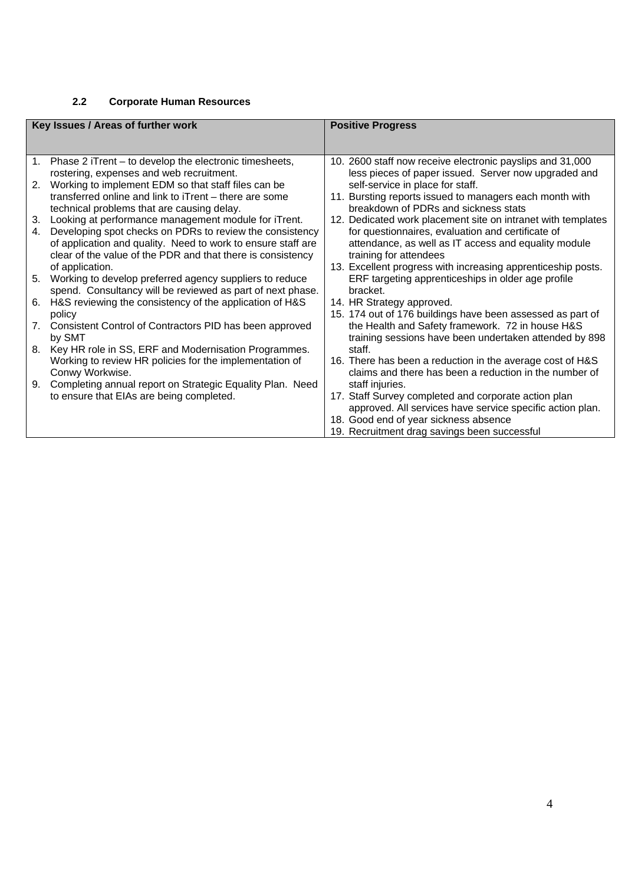### 2.2 Corporate Human Resources

| Key Issues / Areas of further work | Positive Progress |
|---|---|
| 1. Phase 2 iTrent – to develop the electronic timesheets, rostering, expenses and web recruitment.<br>2. Working to implement EDM so that staff files can be transferred online and link to iTrent – there are some technical problems that are causing delay.<br>3. Looking at performance management module for iTrent.<br>4. Developing spot checks on PDRs to review the consistency of application and quality. Need to work to ensure staff are clear of the value of the PDR and that there is consistency of application.<br>5. Working to develop preferred agency suppliers to reduce spend. Consultancy will be reviewed as part of next phase.<br>6. H&S reviewing the consistency of the application of H&S policy<br>7. Consistent Control of Contractors PID has been approved by SMT<br>8. Key HR role in SS, ERF and Modernisation Programmes. Working to review HR policies for the implementation of Conwy Workwise.<br>9. Completing annual report on Strategic Equality Plan. Need to ensure that EIAs are being completed. | 10. 2600 staff now receive electronic payslips and 31,000 less pieces of paper issued. Server now upgraded and self-service in place for staff.<br>11. Bursting reports issued to managers each month with breakdown of PDRs and sickness stats<br>12. Dedicated work placement site on intranet with templates for questionnaires, evaluation and certificate of attendance, as well as IT access and equality module training for attendees<br>13. Excellent progress with increasing apprenticeship posts. ERF targeting apprenticeships in older age profile bracket.<br>14. HR Strategy approved.<br>15. 174 out of 176 buildings have been assessed as part of the Health and Safety framework. 72 in house H&S training sessions have been undertaken attended by 898 staff.<br>16. There has been a reduction in the average cost of H&S claims and there has been a reduction in the number of staff injuries.<br>17. Staff Survey completed and corporate action plan approved. All services have service specific action plan.<br>18. Good end of year sickness absence<br>19. Recruitment drag savings been successful |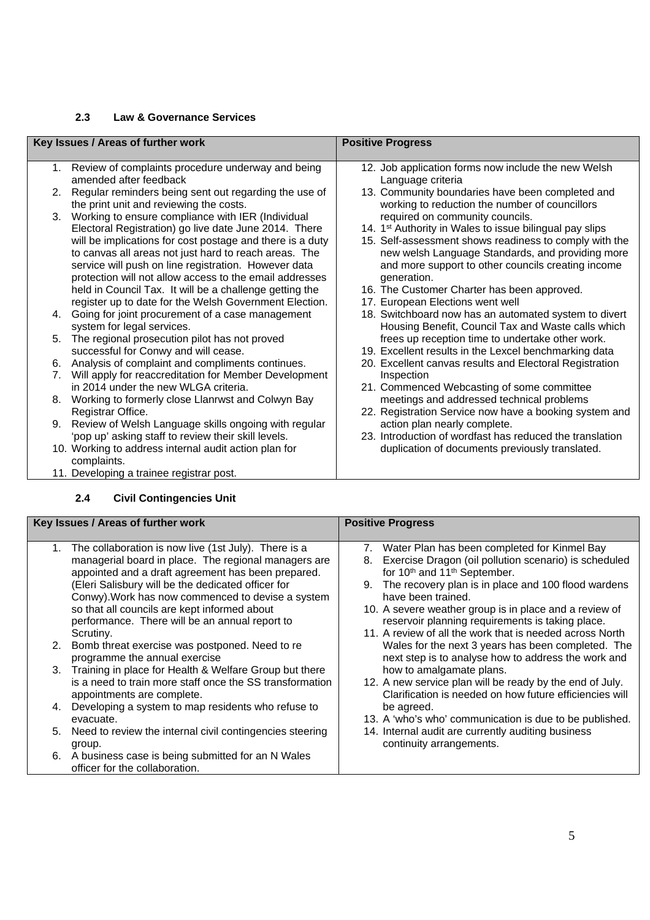### 2.3 Law & Governance Services

| Key Issues / Areas of further work | Positive Progress |
|---|---|
| 1. Review of complaints procedure underway and being amended after feedback<br>2. Regular reminders being sent out regarding the use of the print unit and reviewing the costs.<br>3. Working to ensure compliance with IER (Individual Electoral Registration) go live date June 2014. There will be implications for cost postage and there is a duty to canvas all areas not just hard to reach areas. The service will push on line registration. However data protection will not allow access to the email addresses held in Council Tax. It will be a challenge getting the register up to date for the Welsh Government Election.<br>4. Going for joint procurement of a case management system for legal services.<br>5. The regional prosecution pilot has not proved successful for Conwy and will cease.<br>6. Analysis of complaint and compliments continues.<br>7. Will apply for reaccreditation for Member Development in 2014 under the new WLGA criteria.<br>8. Working to formerly close Llanrwst and Colwyn Bay Registrar Office.<br>9. Review of Welsh Language skills ongoing with regular 'pop up' asking staff to review their skill levels.<br>10. Working to address internal audit action plan for complaints.<br>11. Developing a trainee registrar post. | 12. Job application forms now include the new Welsh Language criteria<br>13. Community boundaries have been completed and working to reduction the number of councillors required on community councils.<br>14. 1st Authority in Wales to issue bilingual pay slips<br>15. Self-assessment shows readiness to comply with the new welsh Language Standards, and providing more and more support to other councils creating income generation.<br>16. The Customer Charter has been approved.<br>17. European Elections went well<br>18. Switchboard now has an automated system to divert Housing Benefit, Council Tax and Waste calls which frees up reception time to undertake other work.<br>19. Excellent results in the Lexcel benchmarking data<br>20. Excellent canvas results and Electoral Registration Inspection<br>21. Commenced Webcasting of some committee meetings and addressed technical problems<br>22. Registration Service now have a booking system and action plan nearly complete.<br>23. Introduction of wordfast has reduced the translation duplication of documents previously translated. |

### 2.4 Civil Contingencies Unit

| Key Issues / Areas of further work | Positive Progress |
|---|---|
| 1. The collaboration is now live (1st July). There is a managerial board in place. The regional managers are appointed and a draft agreement has been prepared. (Eleri Salisbury will be the dedicated officer for Conwy).Work has now commenced to devise a system so that all councils are kept informed about performance. There will be an annual report to Scrutiny.<br>2. Bomb threat exercise was postponed. Need to re programme the annual exercise<br>3. Training in place for Health & Welfare Group but there is a need to train more staff once the SS transformation appointments are complete.<br>4. Developing a system to map residents who refuse to evacuate.<br>5. Need to review the internal civil contingencies steering group.<br>6. A business case is being submitted for an N Wales officer for the collaboration. | 7. Water Plan has been completed for Kinmel Bay<br>8. Exercise Dragon (oil pollution scenario) is scheduled for 10th and 11th September.<br>9. The recovery plan is in place and 100 flood wardens have been trained.<br>10. A severe weather group is in place and a review of reservoir planning requirements is taking place.<br>11. A review of all the work that is needed across North Wales for the next 3 years has been completed. The next step is to analyse how to address the work and how to amalgamate plans.<br>12. A new service plan will be ready by the end of July. Clarification is needed on how future efficiencies will be agreed.<br>13. A 'who's who' communication is due to be published.<br>14. Internal audit are currently auditing business continuity arrangements. |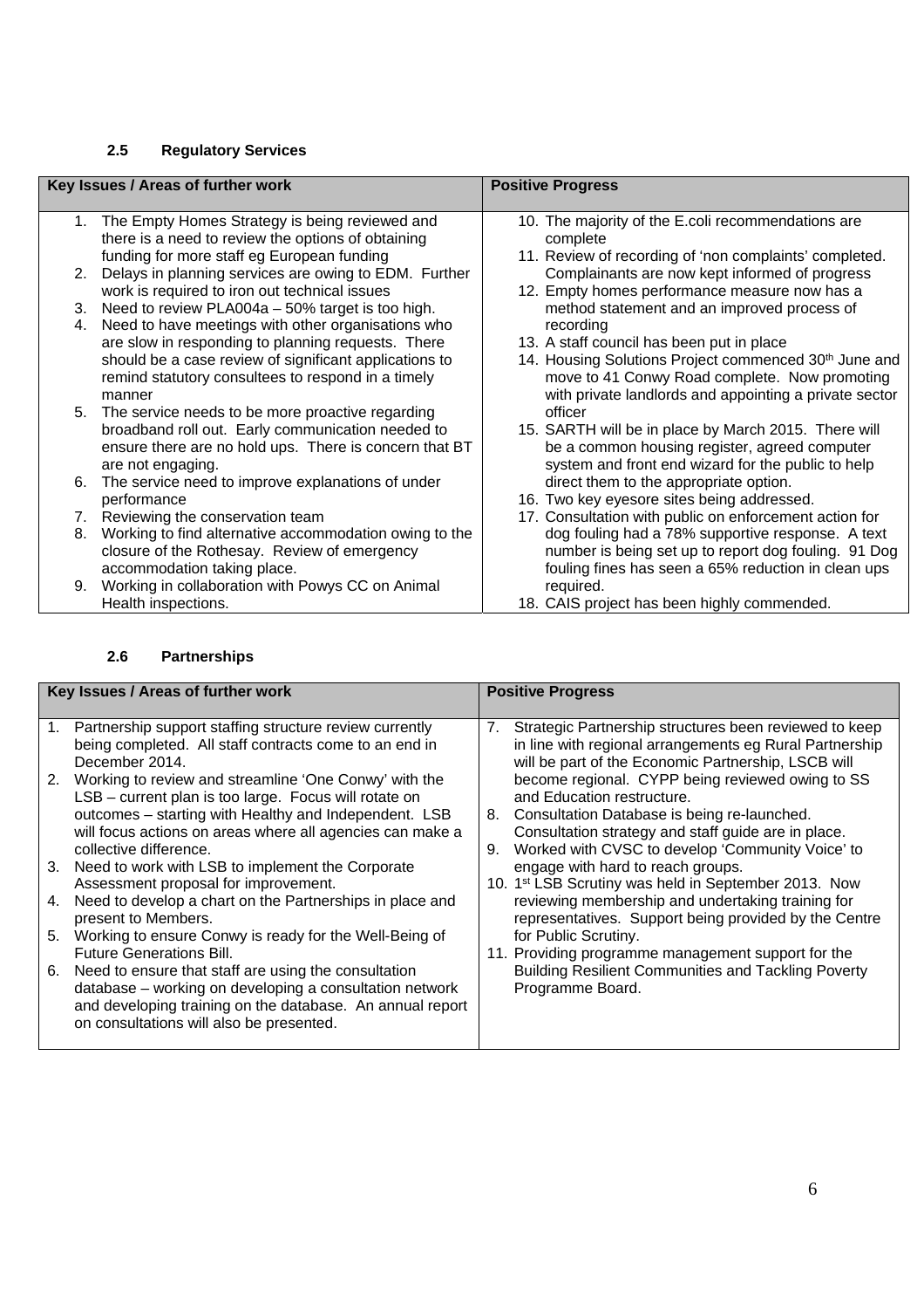### 2.5 Regulatory Services

| Key Issues / Areas of further work | Positive Progress |
|---|---|
| 1. The Empty Homes Strategy is being reviewed and there is a need to review the options of obtaining funding for more staff eg European funding<br>2. Delays in planning services are owing to EDM. Further work is required to iron out technical issues<br>3. Need to review PLA004a – 50% target is too high.<br>4. Need to have meetings with other organisations who are slow in responding to planning requests. There should be a case review of significant applications to remind statutory consultees to respond in a timely manner<br>5. The service needs to be more proactive regarding broadband roll out. Early communication needed to ensure there are no hold ups. There is concern that BT are not engaging.<br>6. The service need to improve explanations of under performance<br>7. Reviewing the conservation team<br>8. Working to find alternative accommodation owing to the closure of the Rothesay. Review of emergency accommodation taking place.<br>9. Working in collaboration with Powys CC on Animal Health inspections. | 10. The majority of the E.coli recommendations are complete<br>11. Review of recording of 'non complaints' completed. Complainants are now kept informed of progress<br>12. Empty homes performance measure now has a method statement and an improved process of recording<br>13. A staff council has been put in place<br>14. Housing Solutions Project commenced 30th June and move to 41 Conwy Road complete. Now promoting with private landlords and appointing a private sector officer<br>15. SARTH will be in place by March 2015. There will be a common housing register, agreed computer system and front end wizard for the public to help direct them to the appropriate option.<br>16. Two key eyesore sites being addressed.<br>17. Consultation with public on enforcement action for dog fouling had a 78% supportive response. A text number is being set up to report dog fouling. 91 Dog fouling fines has seen a 65% reduction in clean ups required.<br>18. CAIS project has been highly commended. |

### 2.6 Partnerships

| Key Issues / Areas of further work | Positive Progress |
|---|---|
| 1. Partnership support staffing structure review currently being completed. All staff contracts come to an end in December 2014.<br>2. Working to review and streamline 'One Conwy' with the LSB – current plan is too large. Focus will rotate on outcomes – starting with Healthy and Independent. LSB will focus actions on areas where all agencies can make a collective difference.<br>3. Need to work with LSB to implement the Corporate Assessment proposal for improvement.<br>4. Need to develop a chart on the Partnerships in place and present to Members.<br>5. Working to ensure Conwy is ready for the Well-Being of Future Generations Bill.<br>6. Need to ensure that staff are using the consultation database – working on developing a consultation network and developing training on the database. An annual report on consultations will also be presented. | 7. Strategic Partnership structures been reviewed to keep in line with regional arrangements eg Rural Partnership will be part of the Economic Partnership, LSCB will become regional. CYPP being reviewed owing to SS and Education restructure.<br>8. Consultation Database is being re-launched. Consultation strategy and staff guide are in place.<br>9. Worked with CVSC to develop 'Community Voice' to engage with hard to reach groups.<br>10. 1st LSB Scrutiny was held in September 2013. Now reviewing membership and undertaking training for representatives. Support being provided by the Centre for Public Scrutiny.<br>11. Providing programme management support for the Building Resilient Communities and Tackling Poverty Programme Board. |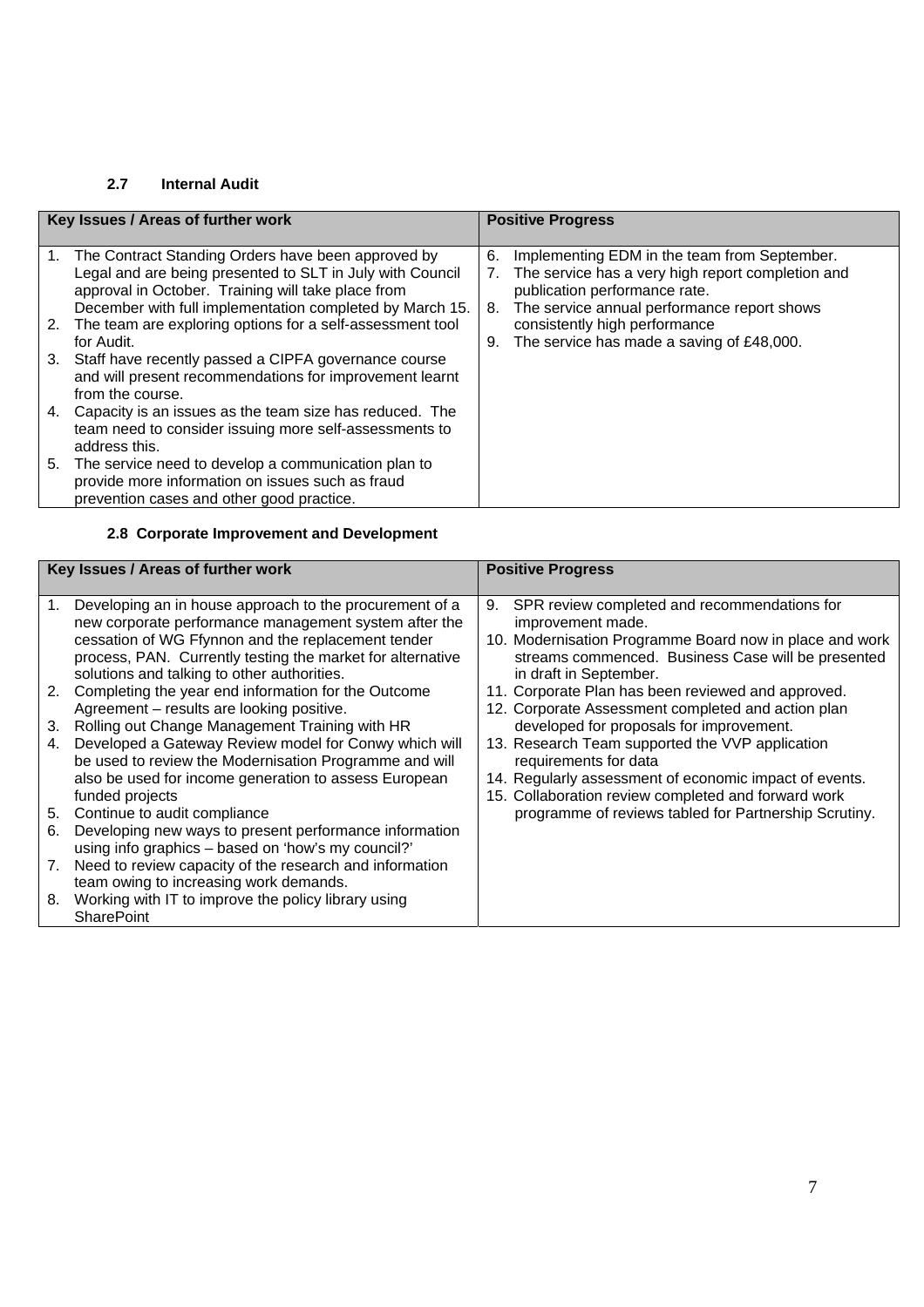### 2.7 Internal Audit

| Key Issues / Areas of further work | Positive Progress |
|---|---|
| 1. The Contract Standing Orders have been approved by Legal and are being presented to SLT in July with Council approval in October. Training will take place from December with full implementation completed by March 15.<br>2. The team are exploring options for a self-assessment tool for Audit.<br>3. Staff have recently passed a CIPFA governance course and will present recommendations for improvement learnt from the course.<br>4. Capacity is an issues as the team size has reduced. The team need to consider issuing more self-assessments to address this.<br>5. The service need to develop a communication plan to provide more information on issues such as fraud prevention cases and other good practice. | 6. Implementing EDM in the team from September.<br>7. The service has a very high report completion and publication performance rate.<br>8. The service annual performance report shows consistently high performance<br>9. The service has made a saving of £48,000. |

### 2.8 Corporate Improvement and Development

| Key Issues / Areas of further work | Positive Progress |
|---|---|
| 1. Developing an in house approach to the procurement of a new corporate performance management system after the cessation of WG Ffynnon and the replacement tender process, PAN. Currently testing the market for alternative solutions and talking to other authorities.<br>2. Completing the year end information for the Outcome Agreement – results are looking positive.<br>3. Rolling out Change Management Training with HR<br>4. Developed a Gateway Review model for Conwy which will be used to review the Modernisation Programme and will also be used for income generation to assess European funded projects<br>5. Continue to audit compliance<br>6. Developing new ways to present performance information using info graphics – based on 'how's my council?'<br>7. Need to review capacity of the research and information team owing to increasing work demands.<br>8. Working with IT to improve the policy library using SharePoint | 9. SPR review completed and recommendations for improvement made.<br>10. Modernisation Programme Board now in place and work streams commenced. Business Case will be presented in draft in September.<br>11. Corporate Plan has been reviewed and approved.<br>12. Corporate Assessment completed and action plan developed for proposals for improvement.<br>13. Research Team supported the VVP application requirements for data<br>14. Regularly assessment of economic impact of events.<br>15. Collaboration review completed and forward work programme of reviews tabled for Partnership Scrutiny. |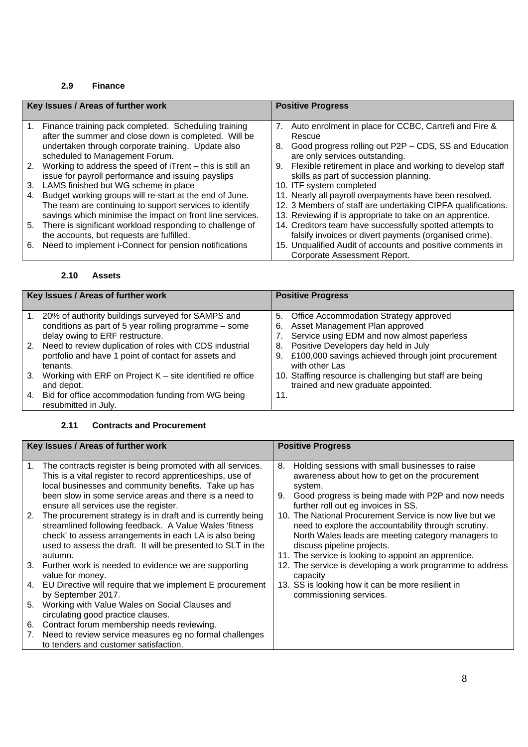### 2.9 Finance

| Key Issues / Areas of further work | Positive Progress |
|---|---|
| 1. Finance training pack completed. Scheduling training after the summer and close down is completed. Will be undertaken through corporate training. Update also scheduled to Management Forum.<br>2. Working to address the speed of iTrent – this is still an issue for payroll performance and issuing payslips<br>3. LAMS finished but WG scheme in place<br>4. Budget working groups will re-start at the end of June. The team are continuing to support services to identify savings which minimise the impact on front line services.<br>5. There is significant workload responding to challenge of the accounts, but requests are fulfilled.<br>6. Need to implement i-Connect for pension notifications | 7. Auto enrolment in place for CCBC, Cartrefi and Fire & Rescue<br>8. Good progress rolling out P2P – CDS, SS and Education are only services outstanding.<br>9. Flexible retirement in place and working to develop staff skills as part of succession planning.<br>10. ITF system completed<br>11. Nearly all payroll overpayments have been resolved.<br>12. 3 Members of staff are undertaking CIPFA qualifications.<br>13. Reviewing if is appropriate to take on an apprentice.<br>14. Creditors team have successfully spotted attempts to falsify invoices or divert payments (organised crime).<br>15. Unqualified Audit of accounts and positive comments in Corporate Assessment Report. |

### 2.10 Assets

| Key Issues / Areas of further work | Positive Progress |
|---|---|
| 1. 20% of authority buildings surveyed for SAMPS and conditions as part of 5 year rolling programme – some delay owing to ERF restructure.<br>2. Need to review duplication of roles with CDS industrial portfolio and have 1 point of contact for assets and tenants.<br>3. Working with ERF on Project K – site identified re office and depot.<br>4. Bid for office accommodation funding from WG being resubmitted in July. | 5. Office Accommodation Strategy approved<br>6. Asset Management Plan approved<br>7. Service using EDM and now almost paperless<br>8. Positive Developers day held in July<br>9. £100,000 savings achieved through joint procurement with other Las<br>10. Staffing resource is challenging but staff are being trained and new graduate appointed.<br>11. |

### 2.11 Contracts and Procurement

| Key Issues / Areas of further work | Positive Progress |
|---|---|
| 1. The contracts register is being promoted with all services. This is a vital register to record apprenticeships, use of local businesses and community benefits. Take up has been slow in some service areas and there is a need to ensure all services use the register.<br>2. The procurement strategy is in draft and is currently being streamlined following feedback. A Value Wales 'fitness check' to assess arrangements in each LA is also being used to assess the draft. It will be presented to SLT in the autumn.<br>3. Further work is needed to evidence we are supporting value for money.<br>4. EU Directive will require that we implement E procurement by September 2017.<br>5. Working with Value Wales on Social Clauses and circulating good practice clauses.<br>6. Contract forum membership needs reviewing.<br>7. Need to review service measures eg no formal challenges to tenders and customer satisfaction. | 8. Holding sessions with small businesses to raise awareness about how to get on the procurement system.<br>9. Good progress is being made with P2P and now needs further roll out eg invoices in SS.<br>10. The National Procurement Service is now live but we need to explore the accountability through scrutiny. North Wales leads are meeting category managers to discuss pipeline projects.<br>11. The service is looking to appoint an apprentice.<br>12. The service is developing a work programme to address capacity<br>13. SS is looking how it can be more resilient in commissioning services. |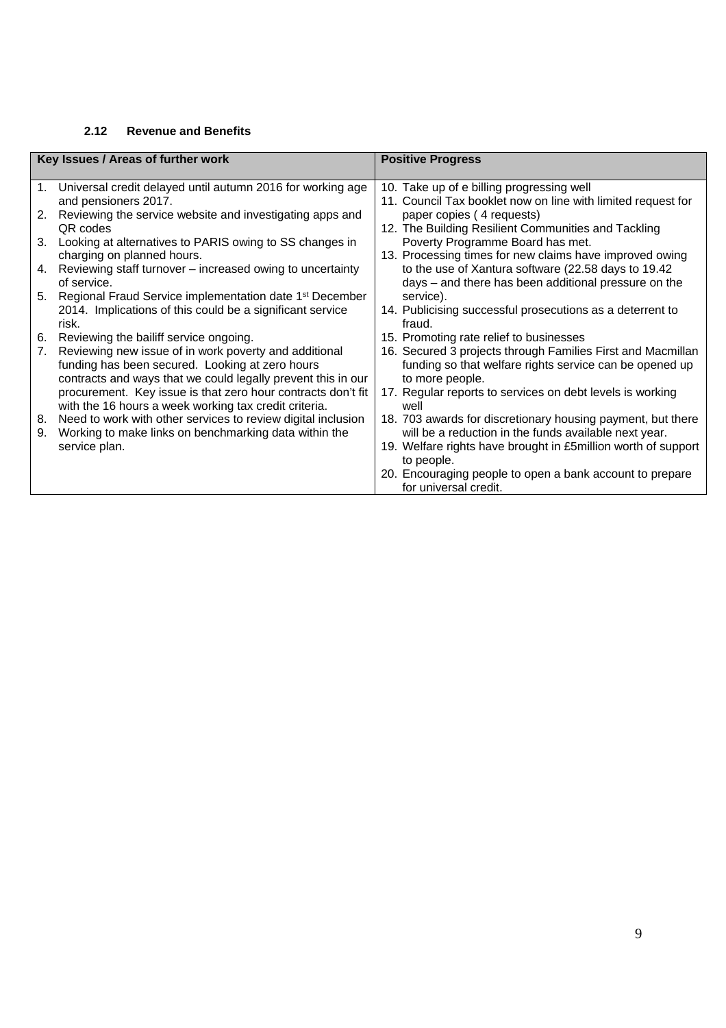### 2.12 Revenue and Benefits

| Key Issues / Areas of further work | Positive Progress |
| --- | --- |
| 1. Universal credit delayed until autumn 2016 for working age and pensioners 2017.<br>2. Reviewing the service website and investigating apps and QR codes<br>3. Looking at alternatives to PARIS owing to SS changes in charging on planned hours.<br>4. Reviewing staff turnover – increased owing to uncertainty of service.<br>5. Regional Fraud Service implementation date 1st December 2014. Implications of this could be a significant service risk.<br>6. Reviewing the bailiff service ongoing.<br>7. Reviewing new issue of in work poverty and additional funding has been secured. Looking at zero hours contracts and ways that we could legally prevent this in our procurement. Key issue is that zero hour contracts don't fit with the 16 hours a week working tax credit criteria.<br>8. Need to work with other services to review digital inclusion<br>9. Working to make links on benchmarking data within the service plan. | 10. Take up of e billing progressing well<br>11. Council Tax booklet now on line with limited request for paper copies ( 4 requests)<br>12. The Building Resilient Communities and Tackling Poverty Programme Board has met.<br>13. Processing times for new claims have improved owing to the use of Xantura software (22.58 days to 19.42 days – and there has been additional pressure on the service).<br>14. Publicising successful prosecutions as a deterrent to fraud.<br>15. Promoting rate relief to businesses<br>16. Secured 3 projects through Families First and Macmillan funding so that welfare rights service can be opened up to more people.<br>17. Regular reports to services on debt levels is working well<br>18. 703 awards for discretionary housing payment, but there will be a reduction in the funds available next year.<br>19. Welfare rights have brought in £5million worth of support to people.<br>20. Encouraging people to open a bank account to prepare for universal credit. |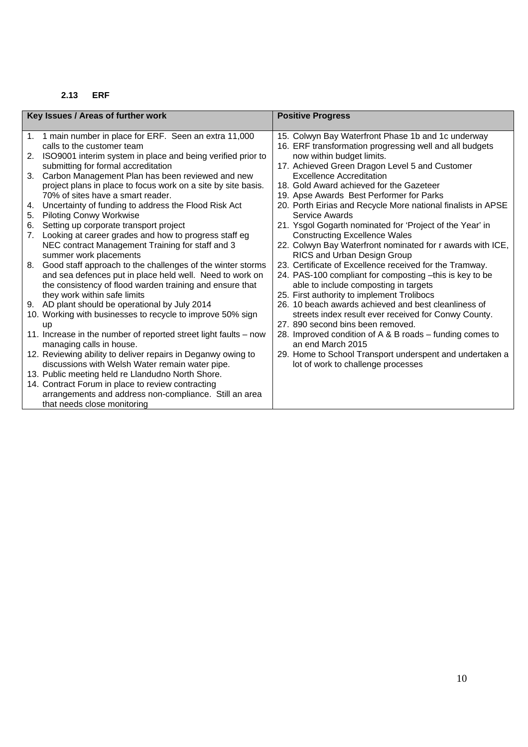### 2.13 ERF

| Key Issues / Areas of further work | Positive Progress |
| --- | --- |
| 1. 1 main number in place for ERF. Seen an extra 11,000 calls to the customer team<br>2. ISO9001 interim system in place and being verified prior to submitting for formal accreditation<br>3. Carbon Management Plan has been reviewed and new project plans in place to focus work on a site by site basis. 70% of sites have a smart reader.<br>4. Uncertainty of funding to address the Flood Risk Act<br>5. Piloting Conwy Workwise<br>6. Setting up corporate transport project<br>7. Looking at career grades and how to progress staff eg NEC contract Management Training for staff and 3 summer work placements<br>8. Good staff approach to the challenges of the winter storms and sea defences put in place held well. Need to work on the consistency of flood warden training and ensure that they work within safe limits<br>9. AD plant should be operational by July 2014<br>10. Working with businesses to recycle to improve 50% sign up<br>11. Increase in the number of reported street light faults – now managing calls in house.<br>12. Reviewing ability to deliver repairs in Deganwy owing to discussions with Welsh Water remain water pipe.<br>13. Public meeting held re Llandudno North Shore.<br>14. Contract Forum in place to review contracting arrangements and address non-compliance. Still an area that needs close monitoring | 15. Colwyn Bay Waterfront Phase 1b and 1c underway<br>16. ERF transformation progressing well and all budgets now within budget limits.<br>17. Achieved Green Dragon Level 5 and Customer Excellence Accreditation<br>18. Gold Award achieved for the Gazeteer<br>19. Apse Awards Best Performer for Parks<br>20. Porth Eirias and Recycle More national finalists in APSE Service Awards<br>21. Ysgol Gogarth nominated for 'Project of the Year' in Constructing Excellence Wales<br>22. Colwyn Bay Waterfront nominated for r awards with ICE, RICS and Urban Design Group<br>23. Certificate of Excellence received for the Tramway.<br>24. PAS-100 compliant for composting –this is key to be able to include composting in targets<br>25. First authority to implement Trolibocs<br>26. 10 beach awards achieved and best cleanliness of streets index result ever received for Conwy County.<br>27. 890 second bins been removed.<br>28. Improved condition of A & B roads – funding comes to an end March 2015<br>29. Home to School Transport underspent and undertaken a lot of work to challenge processes |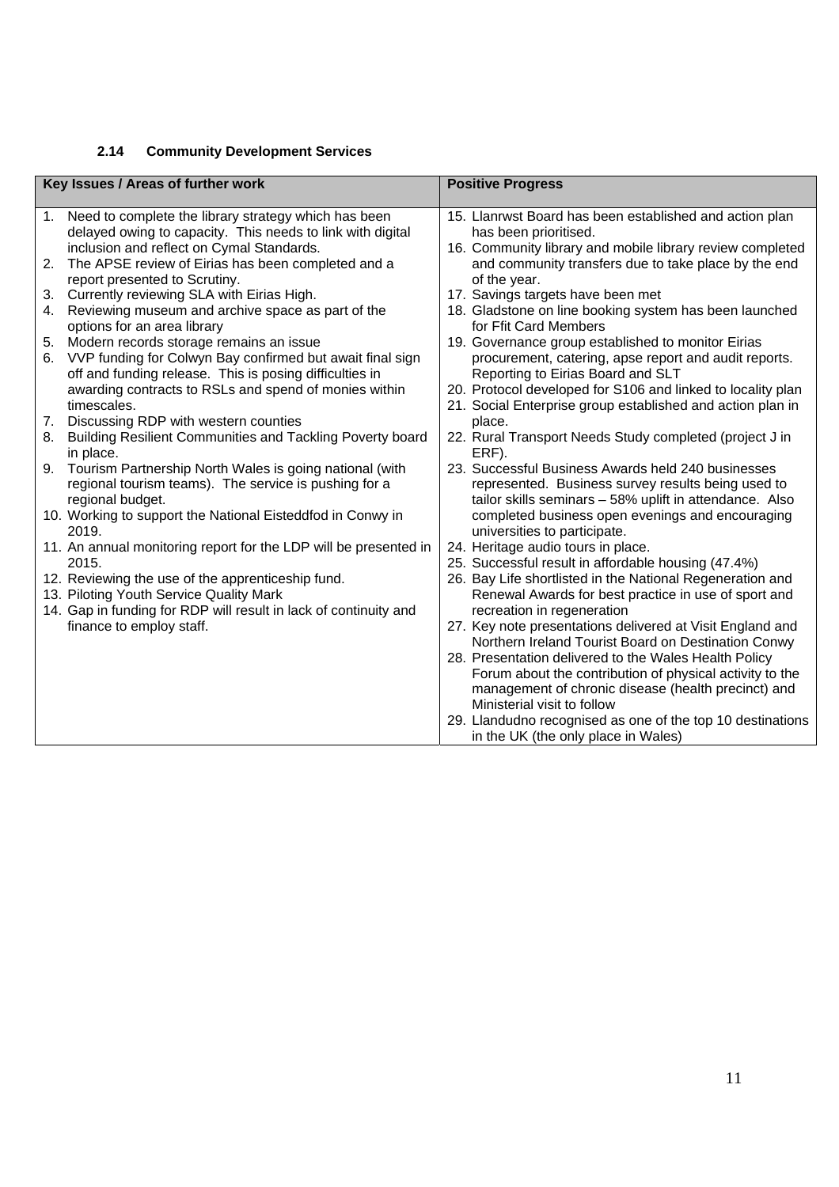### 2.14 Community Development Services

| Key Issues / Areas of further work | Positive Progress |
| --- | --- |
| 1. Need to complete the library strategy which has been delayed owing to capacity. This needs to link with digital inclusion and reflect on Cymal Standards.<br>2. The APSE review of Eirias has been completed and a report presented to Scrutiny.<br>3. Currently reviewing SLA with Eirias High.<br>4. Reviewing museum and archive space as part of the options for an area library<br>5. Modern records storage remains an issue<br>6. VVP funding for Colwyn Bay confirmed but await final sign off and funding release. This is posing difficulties in awarding contracts to RSLs and spend of monies within timescales.<br>7. Discussing RDP with western counties<br>8. Building Resilient Communities and Tackling Poverty board in place.<br>9. Tourism Partnership North Wales is going national (with regional tourism teams). The service is pushing for a regional budget.<br>10. Working to support the National Eisteddfod in Conwy in 2019.<br>11. An annual monitoring report for the LDP will be presented in 2015.<br>12. Reviewing the use of the apprenticeship fund.<br>13. Piloting Youth Service Quality Mark<br>14. Gap in funding for RDP will result in lack of continuity and finance to employ staff. | 15. Llanrwst Board has been established and action plan has been prioritised.<br>16. Community library and mobile library review completed and community transfers due to take place by the end of the year.<br>17. Savings targets have been met<br>18. Gladstone on line booking system has been launched for Ffit Card Members<br>19. Governance group established to monitor Eirias procurement, catering, apse report and audit reports. Reporting to Eirias Board and SLT<br>20. Protocol developed for S106 and linked to locality plan<br>21. Social Enterprise group established and action plan in place.<br>22. Rural Transport Needs Study completed (project J in ERF).<br>23. Successful Business Awards held 240 businesses represented. Business survey results being used to tailor skills seminars – 58% uplift in attendance. Also completed business open evenings and encouraging universities to participate.<br>24. Heritage audio tours in place.<br>25. Successful result in affordable housing (47.4%)<br>26. Bay Life shortlisted in the National Regeneration and Renewal Awards for best practice in use of sport and recreation in regeneration<br>27. Key note presentations delivered at Visit England and Northern Ireland Tourist Board on Destination Conwy<br>28. Presentation delivered to the Wales Health Policy Forum about the contribution of physical activity to the management of chronic disease (health precinct) and Ministerial visit to follow<br>29. Llandudno recognised as one of the top 10 destinations in the UK (the only place in Wales) |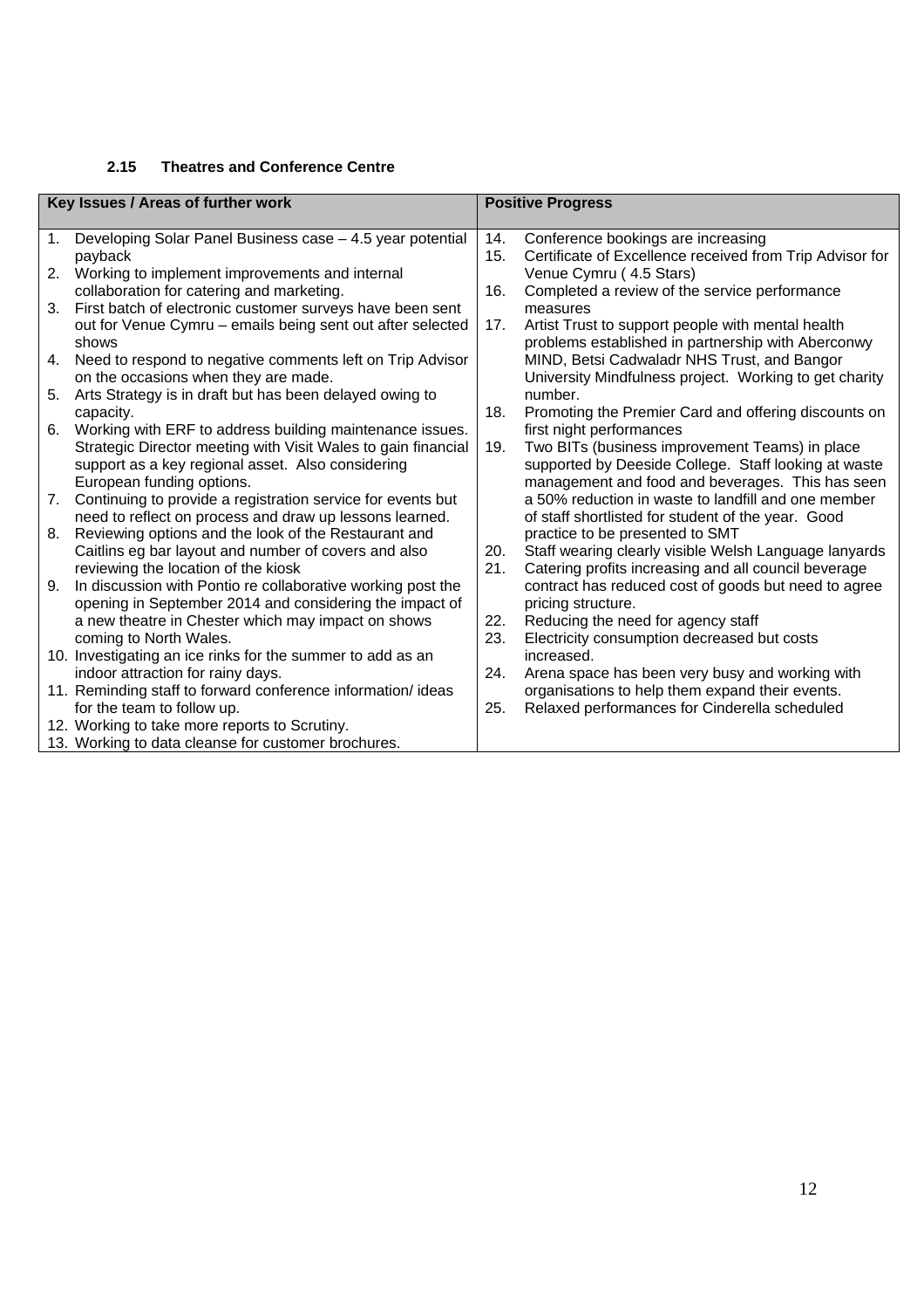### 2.15 Theatres and Conference Centre

| Key Issues / Areas of further work | Positive Progress |
|---|---|
| 1. Developing Solar Panel Business case – 4.5 year potential payback<br>2. Working to implement improvements and internal collaboration for catering and marketing.<br>3. First batch of electronic customer surveys have been sent out for Venue Cymru – emails being sent out after selected shows<br>4. Need to respond to negative comments left on Trip Advisor on the occasions when they are made.<br>5. Arts Strategy is in draft but has been delayed owing to capacity.<br>6. Working with ERF to address building maintenance issues. Strategic Director meeting with Visit Wales to gain financial support as a key regional asset. Also considering European funding options.<br>7. Continuing to provide a registration service for events but need to reflect on process and draw up lessons learned.<br>8. Reviewing options and the look of the Restaurant and Caitlins eg bar layout and number of covers and also reviewing the location of the kiosk<br>9. In discussion with Pontio re collaborative working post the opening in September 2014 and considering the impact of a new theatre in Chester which may impact on shows coming to North Wales.<br>10. Investigating an ice rinks for the summer to add as an indoor attraction for rainy days.<br>11. Reminding staff to forward conference information/ ideas for the team to follow up.<br>12. Working to take more reports to Scrutiny.<br>13. Working to data cleanse for customer brochures. | 14. Conference bookings are increasing<br>15. Certificate of Excellence received from Trip Advisor for Venue Cymru ( 4.5 Stars)<br>16. Completed a review of the service performance measures<br>17. Artist Trust to support people with mental health problems established in partnership with Aberconwy MIND, Betsi Cadwaladr NHS Trust, and Bangor University Mindfulness project. Working to get charity number.<br>18. Promoting the Premier Card and offering discounts on first night performances<br>19. Two BITs (business improvement Teams) in place supported by Deeside College. Staff looking at waste management and food and beverages. This has seen a 50% reduction in waste to landfill and one member of staff shortlisted for student of the year. Good practice to be presented to SMT<br>20. Staff wearing clearly visible Welsh Language lanyards<br>21. Catering profits increasing and all council beverage contract has reduced cost of goods but need to agree pricing structure.<br>22. Reducing the need for agency staff<br>23. Electricity consumption decreased but costs increased.<br>24. Arena space has been very busy and working with organisations to help them expand their events.<br>25. Relaxed performances for Cinderella scheduled |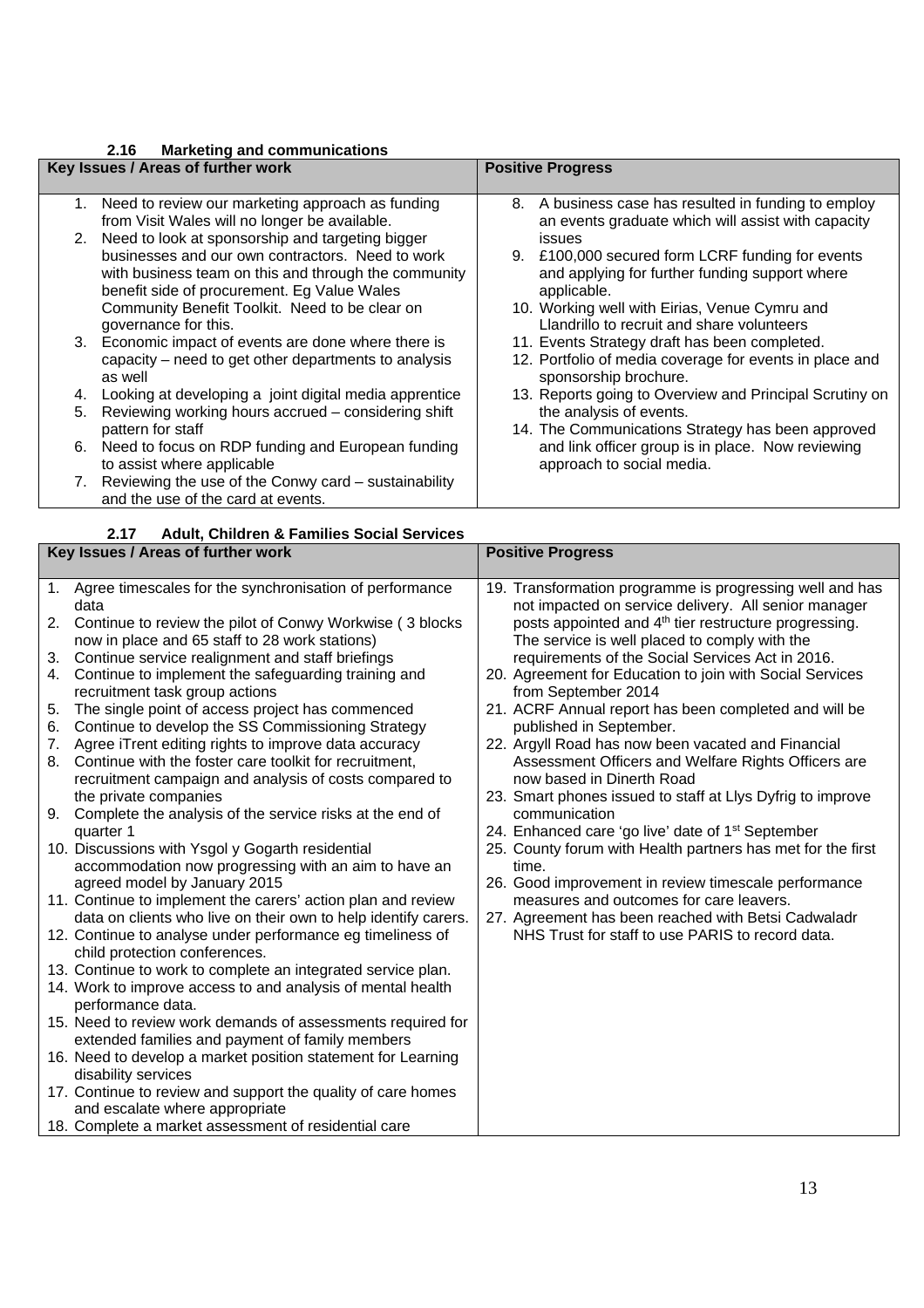### 2.16 Marketing and communications

| Key Issues / Areas of further work | Positive Progress |
|---|---|
| 1. Need to review our marketing approach as funding from Visit Wales will no longer be available.<br>2. Need to look at sponsorship and targeting bigger businesses and our own contractors. Need to work with business team on this and through the community benefit side of procurement. Eg Value Wales Community Benefit Toolkit. Need to be clear on governance for this.<br>3. Economic impact of events are done where there is capacity – need to get other departments to analysis as well<br>4. Looking at developing a joint digital media apprentice<br>5. Reviewing working hours accrued – considering shift pattern for staff<br>6. Need to focus on RDP funding and European funding to assist where applicable<br>7. Reviewing the use of the Conwy card – sustainability and the use of the card at events. | 8. A business case has resulted in funding to employ an events graduate which will assist with capacity issues<br>9. £100,000 secured form LCRF funding for events and applying for further funding support where applicable.<br>10. Working well with Eirias, Venue Cymru and Llandrillo to recruit and share volunteers<br>11. Events Strategy draft has been completed.<br>12. Portfolio of media coverage for events in place and sponsorship brochure.<br>13. Reports going to Overview and Principal Scrutiny on the analysis of events.<br>14. The Communications Strategy has been approved and link officer group is in place. Now reviewing approach to social media. |

### 2.17 Adult, Children & Families Social Services

| Key Issues / Areas of further work | Positive Progress |
|---|---|
| 1. Agree timescales for the synchronisation of performance data<br>2. Continue to review the pilot of Conwy Workwise ( 3 blocks now in place and 65 staff to 28 work stations)<br>3. Continue service realignment and staff briefings<br>4. Continue to implement the safeguarding training and recruitment task group actions<br>5. The single point of access project has commenced<br>6. Continue to develop the SS Commissioning Strategy<br>7. Agree iTrent editing rights to improve data accuracy<br>8. Continue with the foster care toolkit for recruitment, recruitment campaign and analysis of costs compared to the private companies<br>9. Complete the analysis of the service risks at the end of quarter 1<br>10. Discussions with Ysgol y Gogarth residential accommodation now progressing with an aim to have an agreed model by January 2015<br>11. Continue to implement the carers' action plan and review data on clients who live on their own to help identify carers.<br>12. Continue to analyse under performance eg timeliness of child protection conferences.<br>13. Continue to work to complete an integrated service plan.<br>14. Work to improve access to and analysis of mental health performance data.<br>15. Need to review work demands of assessments required for extended families and payment of family members<br>16. Need to develop a market position statement for Learning disability services<br>17. Continue to review and support the quality of care homes and escalate where appropriate<br>18. Complete a market assessment of residential care | 19. Transformation programme is progressing well and has not impacted on service delivery. All senior manager posts appointed and 4th tier restructure progressing. The service is well placed to comply with the requirements of the Social Services Act in 2016.<br>20. Agreement for Education to join with Social Services from September 2014<br>21. ACRF Annual report has been completed and will be published in September.<br>22. Argyll Road has now been vacated and Financial Assessment Officers and Welfare Rights Officers are now based in Dinerth Road<br>23. Smart phones issued to staff at Llys Dyfrig to improve communication<br>24. Enhanced care 'go live' date of 1st September<br>25. County forum with Health partners has met for the first time.<br>26. Good improvement in review timescale performance measures and outcomes for care leavers.<br>27. Agreement has been reached with Betsi Cadwaladr NHS Trust for staff to use PARIS to record data. |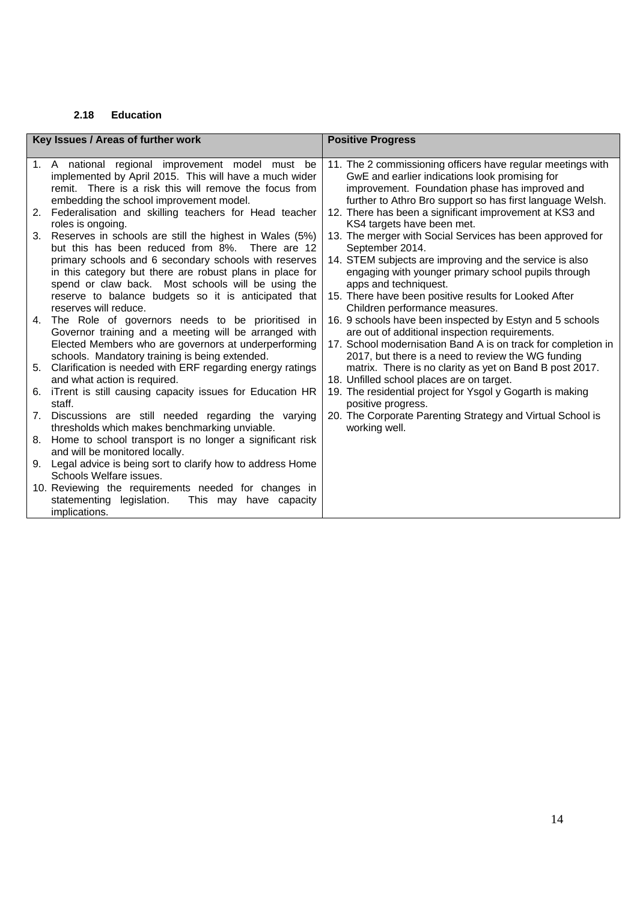### 2.18 Education

| Key Issues / Areas of further work | Positive Progress |
| --- | --- |
| 1. A national regional improvement model must be implemented by April 2015. This will have a much wider remit. There is a risk this will remove the focus from embedding the school improvement model.<br>2. Federalisation and skilling teachers for Head teacher roles is ongoing.<br>3. Reserves in schools are still the highest in Wales (5%) but this has been reduced from 8%. There are 12 primary schools and 6 secondary schools with reserves in this category but there are robust plans in place for spend or claw back. Most schools will be using the reserve to balance budgets so it is anticipated that reserves will reduce.<br>4. The Role of governors needs to be prioritised in Governor training and a meeting will be arranged with Elected Members who are governors at underperforming schools. Mandatory training is being extended.<br>5. Clarification is needed with ERF regarding energy ratings and what action is required.<br>6. iTrent is still causing capacity issues for Education HR staff.<br>7. Discussions are still needed regarding the varying thresholds which makes benchmarking unviable.<br>8. Home to school transport is no longer a significant risk and will be monitored locally.<br>9. Legal advice is being sort to clarify how to address Home Schools Welfare issues.<br>10. Reviewing the requirements needed for changes in statementing legislation. This may have capacity implications. | 11. The 2 commissioning officers have regular meetings with GwE and earlier indications look promising for improvement. Foundation phase has improved and further to Athro Bro support so has first language Welsh.<br>12. There has been a significant improvement at KS3 and KS4 targets have been met.<br>13. The merger with Social Services has been approved for September 2014.<br>14. STEM subjects are improving and the service is also engaging with younger primary school pupils through apps and techniquest.<br>15. There have been positive results for Looked After Children performance measures.<br>16. 9 schools have been inspected by Estyn and 5 schools are out of additional inspection requirements.<br>17. School modernisation Band A is on track for completion in 2017, but there is a need to review the WG funding matrix. There is no clarity as yet on Band B post 2017.<br>18. Unfilled school places are on target.<br>19. The residential project for Ysgol y Gogarth is making positive progress.<br>20. The Corporate Parenting Strategy and Virtual School is working well. |